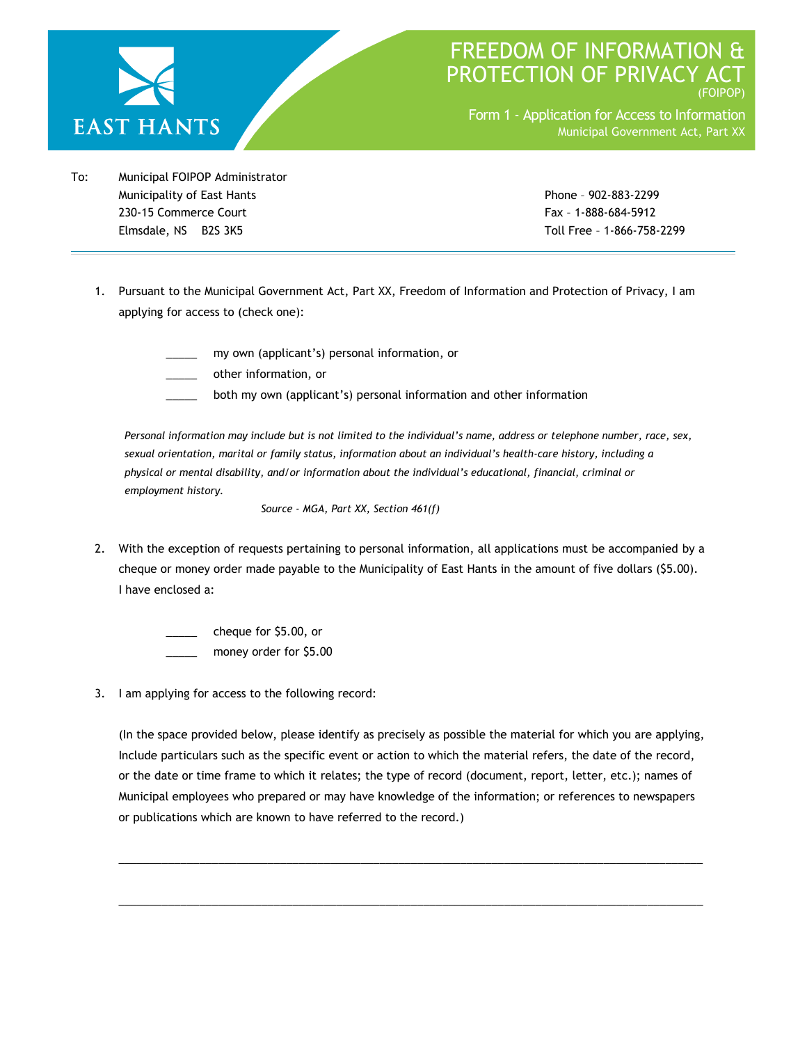EAST HANTS

# FREEDOM OF INFORMATION & PROTECTION OF PRIVACY ACT

(FOIPOP)

## Form 1 - Application for Access to Information

Municipal Government Act, Part XX

To: Municipal FOIPOP Administrator
Municipality of East Hants
230-15 Commerce Court
Elmsdale, NS B2S 3K5

Phone – 902-883-2299
Fax – 1-888-684-5912
Toll Free – 1-866-758-2299

---

1. Pursuant to the Municipal Government Act, Part XX, Freedom of Information and Protection of Privacy, I am applying for access to (check one):

   _____ my own (applicant's) personal information, or
   _____ other information, or
   _____ both my own (applicant's) personal information and other information

   *Personal information may include but is not limited to the individual's name, address or telephone number, race, sex, sexual orientation, marital or family status, information about an individual's health-care history, including a physical or mental disability, and/or information about the individual's educational, financial, criminal or employment history.*

   *Source - MGA, Part XX, Section 461(f)*

2. With the exception of requests pertaining to personal information, all applications must be accompanied by a cheque or money order made payable to the Municipality of East Hants in the amount of five dollars ($5.00). I have enclosed a:

   _____ cheque for $5.00, or
   _____ money order for $5.00

3. I am applying for access to the following record:

   (In the space provided below, please identify as precisely as possible the material for which you are applying, Include particulars such as the specific event or action to which the material refers, the date of the record, or the date or time frame to which it relates; the type of record (document, report, letter, etc.); names of Municipal employees who prepared or may have knowledge of the information; or references to newspapers or publications which are known to have referred to the record.)

   ______________________________________________________________________

   ______________________________________________________________________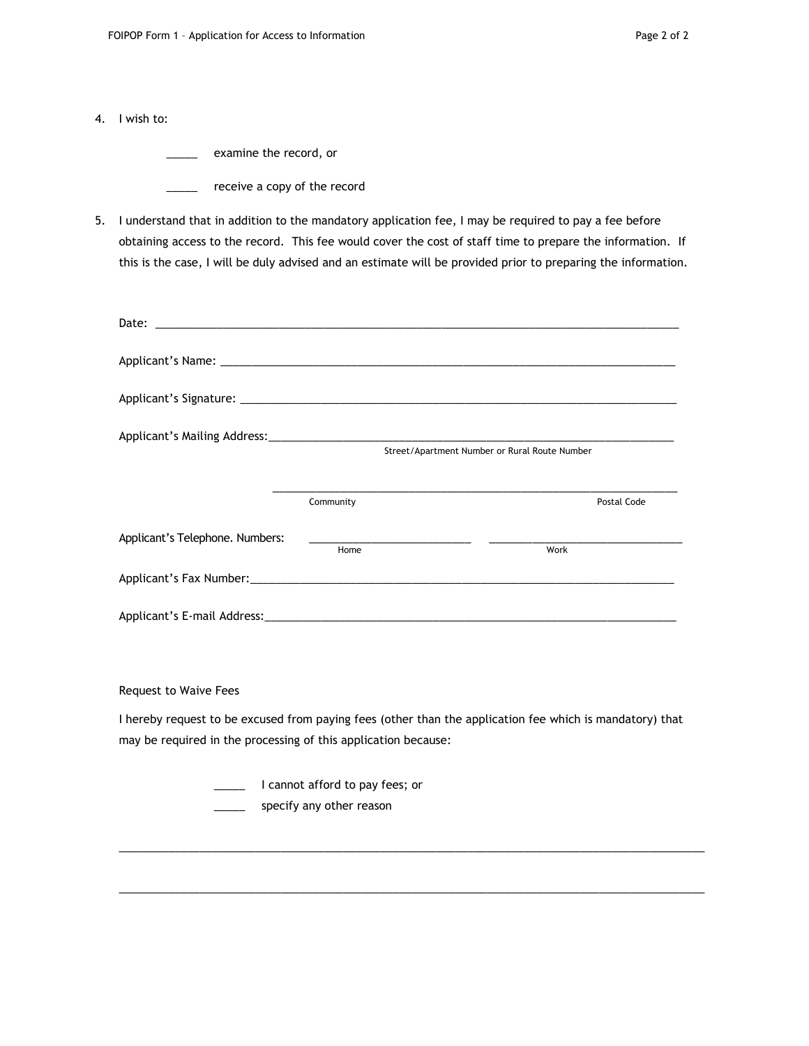4. I wish to:

   _____ examine the record, or

   _____ receive a copy of the record

5. I understand that in addition to the mandatory application fee, I may be required to pay a fee before obtaining access to the record. This fee would cover the cost of staff time to prepare the information. If this is the case, I will be duly advised and an estimate will be provided prior to preparing the information.

Date: ____________________________________________

Applicant's Name: ____________________________________________

Applicant's Signature: ____________________________________________

Applicant's Mailing Address: ____________________________________________
Street/Apartment Number or Rural Route Number

____________________________________________
Community Postal Code

Applicant's Telephone. Numbers: ____________________ ____________________
Home Work

Applicant's Fax Number: ____________________________________________

Applicant's E-mail Address: ____________________________________________

Request to Waive Fees

I hereby request to be excused from paying fees (other than the application fee which is mandatory) that may be required in the processing of this application because:

_____ I cannot afford to pay fees; or
_____ specify any other reason

____________________________________________________________________________

____________________________________________________________________________